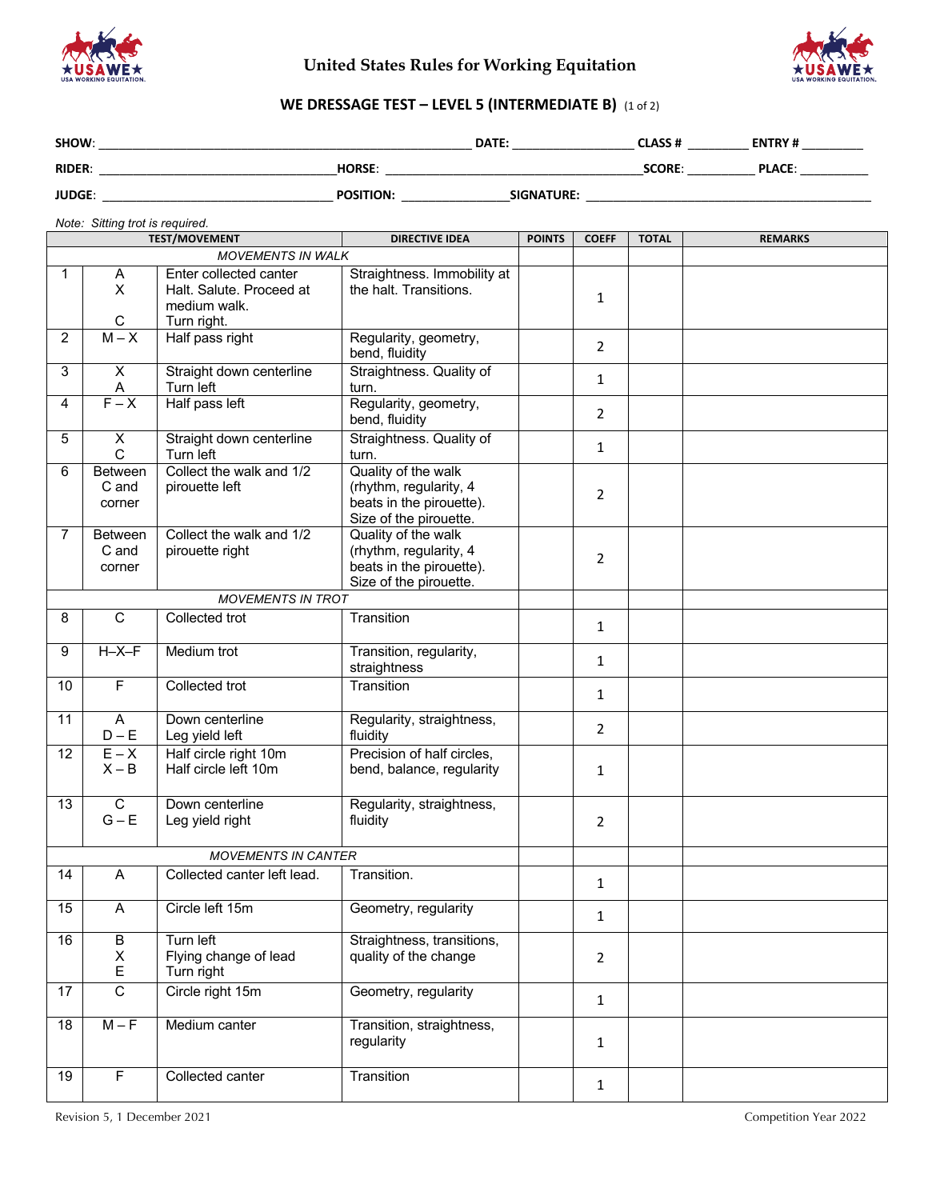# United States Rules for Working Equitation

## WE DRESSAGE TEST – LEVEL 5 (INTERMEDIATE B) (1 of 2)

**SHOW**: ______________________ **DATE**: ____________ **CLASS #** ________ **ENTRY #** ________

**RIDER**: ______________________ **HORSE**: ______________________ **SCORE**: ________ **PLACE**: ________

**JUDGE**: ______________________ **POSITION**: ____________ **SIGNATURE**: ______________________

*Note: Sitting trot is required.*

| TEST/MOVEMENT | | | DIRECTIVE IDEA | POINTS | COEFF | TOTAL | REMARKS |
|---|---|---|---|---|---|---|---|
| *MOVEMENTS IN WALK* | | | | | | | |
| 1 | A<br>X<br><br>C | Enter collected canter<br>Halt. Salute. Proceed at medium walk.<br>Turn right. | Straightness. Immobility at the halt. Transitions. | | 1 | | |
| 2 | M – X | Half pass right | Regularity, geometry, bend, fluidity | | 2 | | |
| 3 | X<br>A | Straight down centerline<br>Turn left | Straightness. Quality of turn. | | 1 | | |
| 4 | F – X | Half pass left | Regularity, geometry, bend, fluidity | | 2 | | |
| 5 | X<br>C | Straight down centerline<br>Turn left | Straightness. Quality of turn. | | 1 | | |
| 6 | Between C and corner | Collect the walk and 1/2 pirouette left | Quality of the walk (rhythm, regularity, 4 beats in the pirouette). Size of the pirouette. | | 2 | | |
| 7 | Between C and corner | Collect the walk and 1/2 pirouette right | Quality of the walk (rhythm, regularity, 4 beats in the pirouette). Size of the pirouette. | | 2 | | |
| *MOVEMENTS IN TROT* | | | | | | | |
| 8 | C | Collected trot | Transition | | 1 | | |
| 9 | H–X–F | Medium trot | Transition, regularity, straightness | | 1 | | |
| 10 | F | Collected trot | Transition | | 1 | | |
| 11 | A<br>D – E | Down centerline<br>Leg yield left | Regularity, straightness, fluidity | | 2 | | |
| 12 | E – X<br>X – B | Half circle right 10m<br>Half circle left 10m | Precision of half circles, bend, balance, regularity | | 1 | | |
| 13 | C<br>G – E | Down centerline<br>Leg yield right | Regularity, straightness, fluidity | | 2 | | |
| *MOVEMENTS IN CANTER* | | | | | | | |
| 14 | A | Collected canter left lead. | Transition. | | 1 | | |
| 15 | A | Circle left 15m | Geometry, regularity | | 1 | | |
| 16 | B<br>X<br>E | Turn left<br>Flying change of lead<br>Turn right | Straightness, transitions, quality of the change | | 2 | | |
| 17 | C | Circle right 15m | Geometry, regularity | | 1 | | |
| 18 | M – F | Medium canter | Transition, straightness, regularity | | 1 | | |
| 19 | F | Collected canter | Transition | | 1 | | |

Revision 5, 1 December 2021 — Competition Year 2022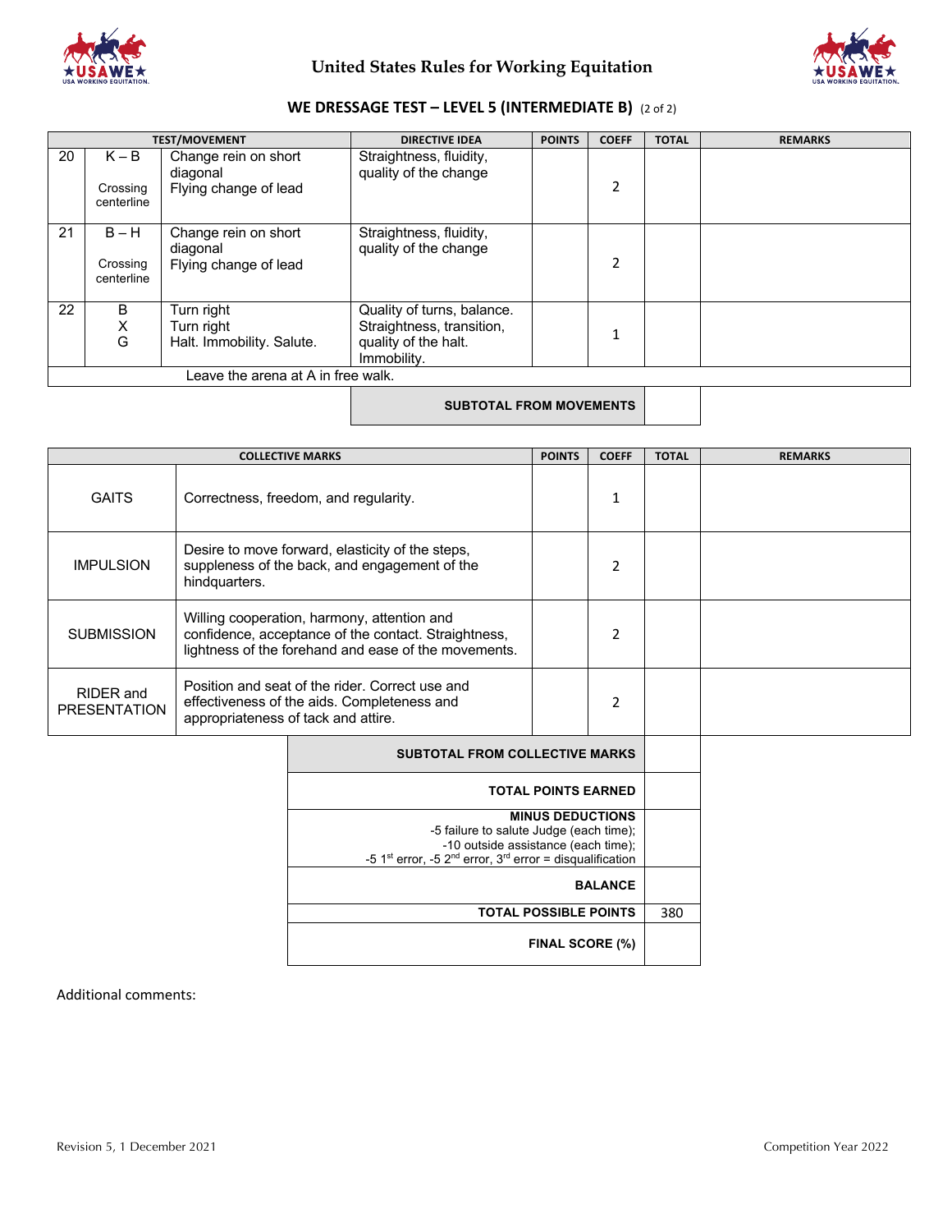# United States Rules for Working Equitation

## WE DRESSAGE TEST – LEVEL 5 (INTERMEDIATE B) (2 of 2)

| TEST/MOVEMENT | | | DIRECTIVE IDEA | POINTS | COEFF | TOTAL | REMARKS |
|---|---|---|---|---|---|---|---|
| 20 | K – B<br>Crossing centerline | Change rein on short diagonal<br>Flying change of lead | Straightness, fluidity, quality of the change | | 2 | | |
| 21 | B – H<br>Crossing centerline | Change rein on short diagonal<br>Flying change of lead | Straightness, fluidity, quality of the change | | 2 | | |
| 22 | B<br>X<br>G | Turn right<br>Turn right<br>Halt. Immobility. Salute. | Quality of turns, balance. Straightness, transition, quality of the halt. Immobility. | | 1 | | |
| Leave the arena at A in free walk. | | | | | | | |
| | | | **SUBTOTAL FROM MOVEMENTS** | | | | |

| COLLECTIVE MARKS | | POINTS | COEFF | TOTAL | REMARKS |
|---|---|---|---|---|---|
| GAITS | Correctness, freedom, and regularity. | | 1 | | |
| IMPULSION | Desire to move forward, elasticity of the steps, suppleness of the back, and engagement of the hindquarters. | | 2 | | |
| SUBMISSION | Willing cooperation, harmony, attention and confidence, acceptance of the contact. Straightness, lightness of the forehand and ease of the movements. | | 2 | | |
| RIDER and PRESENTATION | Position and seat of the rider. Correct use and effectiveness of the aids. Completeness and appropriateness of tack and attire. | | 2 | | |

| | |
|---|---|
| **SUBTOTAL FROM COLLECTIVE MARKS** | |
| **TOTAL POINTS EARNED** | |
| **MINUS DEDUCTIONS**<br>-5 failure to salute Judge (each time);<br>-10 outside assistance (each time);<br>-5 1st error, -5 2nd error, 3rd error = disqualification | |
| **BALANCE** | |
| **TOTAL POSSIBLE POINTS** | 380 |
| **FINAL SCORE (%)** | |

Additional comments:

Revision 5, 1 December 2021

Competition Year 2022